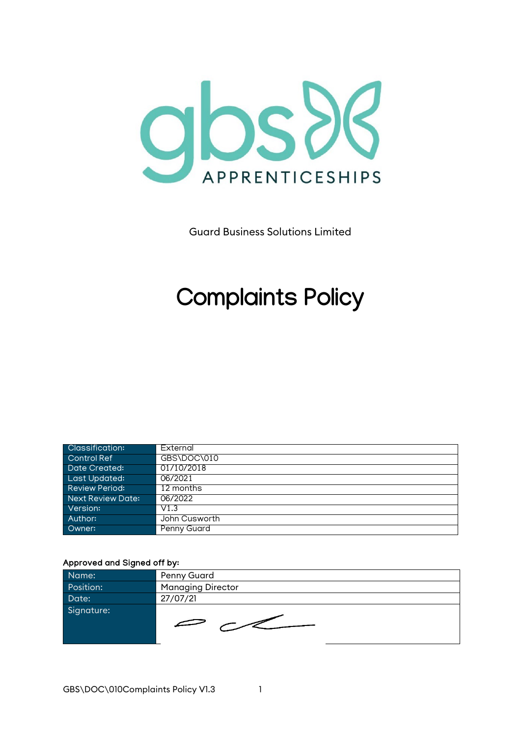gbs APPRENTICESHIPS

Guard Business Solutions Limited

# Complaints Policy

| | |
|---|---|
| Classification: | External |
| Control Ref | GBS\DOC\010 |
| Date Created: | 01/10/2018 |
| Last Updated: | 06/2021 |
| Review Period: | 12 months |
| Next Review Date: | 06/2022 |
| Version: | V1.3 |
| Author: | John Cusworth |
| Owner: | Penny Guard |

**Approved and Signed off by:**

| | |
|---|---|
| Name: | Penny Guard |
| Position: | Managing Director |
| Date: | 27/07/21 |
| Signature: | |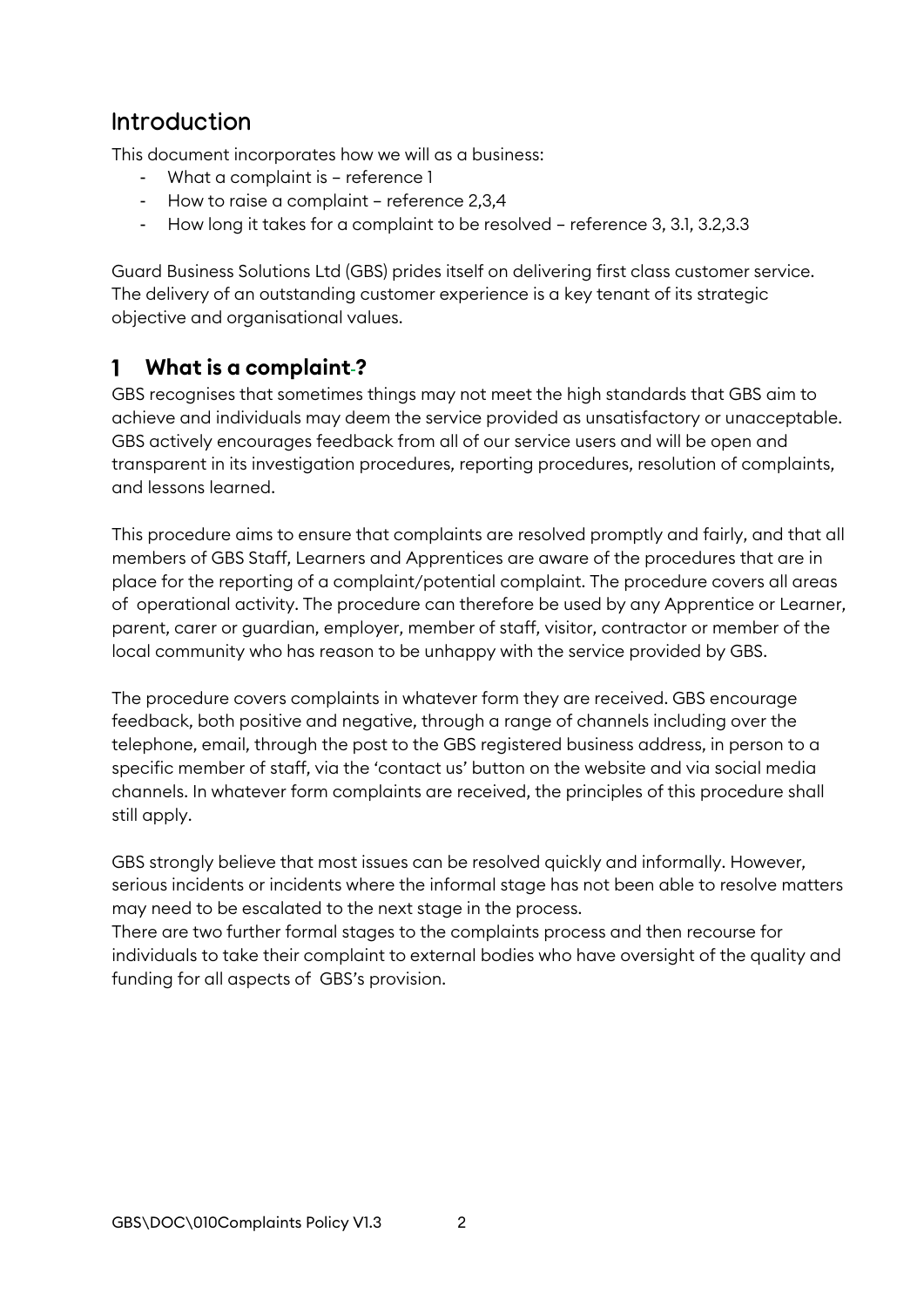## Introduction

This document incorporates how we will as a business:

- What a complaint is – reference 1
- How to raise a complaint – reference 2,3,4
- How long it takes for a complaint to be resolved – reference 3, 3.1, 3.2,3.3

Guard Business Solutions Ltd (GBS) prides itself on delivering first class customer service. The delivery of an outstanding customer experience is a key tenant of its strategic objective and organisational values.

## 1 What is a complaint ?

GBS recognises that sometimes things may not meet the high standards that GBS aim to achieve and individuals may deem the service provided as unsatisfactory or unacceptable. GBS actively encourages feedback from all of our service users and will be open and transparent in its investigation procedures, reporting procedures, resolution of complaints, and lessons learned.

This procedure aims to ensure that complaints are resolved promptly and fairly, and that all members of GBS Staff, Learners and Apprentices are aware of the procedures that are in place for the reporting of a complaint/potential complaint. The procedure covers all areas of operational activity. The procedure can therefore be used by any Apprentice or Learner, parent, carer or guardian, employer, member of staff, visitor, contractor or member of the local community who has reason to be unhappy with the service provided by GBS.

The procedure covers complaints in whatever form they are received. GBS encourage feedback, both positive and negative, through a range of channels including over the telephone, email, through the post to the GBS registered business address, in person to a specific member of staff, via the 'contact us' button on the website and via social media channels. In whatever form complaints are received, the principles of this procedure shall still apply.

GBS strongly believe that most issues can be resolved quickly and informally. However, serious incidents or incidents where the informal stage has not been able to resolve matters may need to be escalated to the next stage in the process.
There are two further formal stages to the complaints process and then recourse for individuals to take their complaint to external bodies who have oversight of the quality and funding for all aspects of GBS's provision.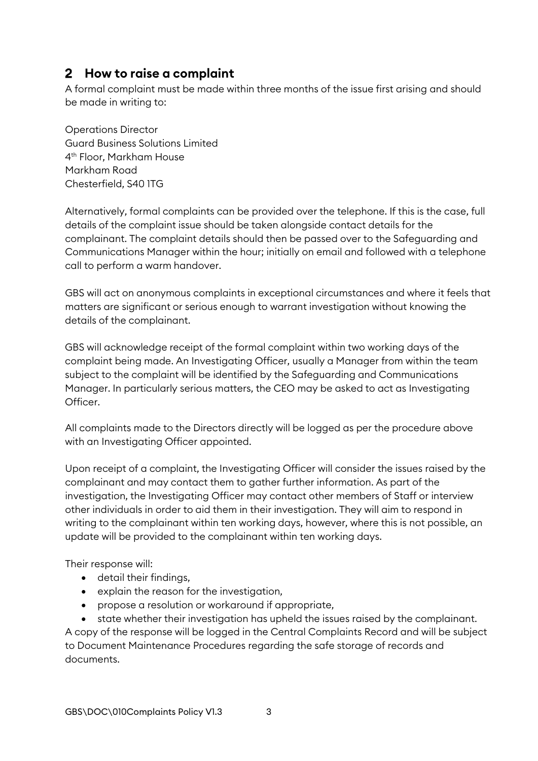## 2 How to raise a complaint

A formal complaint must be made within three months of the issue first arising and should be made in writing to:

Operations Director
Guard Business Solutions Limited
4th Floor, Markham House
Markham Road
Chesterfield, S40 1TG

Alternatively, formal complaints can be provided over the telephone. If this is the case, full details of the complaint issue should be taken alongside contact details for the complainant. The complaint details should then be passed over to the Safeguarding and Communications Manager within the hour; initially on email and followed with a telephone call to perform a warm handover.

GBS will act on anonymous complaints in exceptional circumstances and where it feels that matters are significant or serious enough to warrant investigation without knowing the details of the complainant.

GBS will acknowledge receipt of the formal complaint within two working days of the complaint being made. An Investigating Officer, usually a Manager from within the team subject to the complaint will be identified by the Safeguarding and Communications Manager. In particularly serious matters, the CEO may be asked to act as Investigating Officer.

All complaints made to the Directors directly will be logged as per the procedure above with an Investigating Officer appointed.

Upon receipt of a complaint, the Investigating Officer will consider the issues raised by the complainant and may contact them to gather further information. As part of the investigation, the Investigating Officer may contact other members of Staff or interview other individuals in order to aid them in their investigation. They will aim to respond in writing to the complainant within ten working days, however, where this is not possible, an update will be provided to the complainant within ten working days.

Their response will:

- detail their findings,
- explain the reason for the investigation,
- propose a resolution or workaround if appropriate,
- state whether their investigation has upheld the issues raised by the complainant.

A copy of the response will be logged in the Central Complaints Record and will be subject to Document Maintenance Procedures regarding the safe storage of records and documents.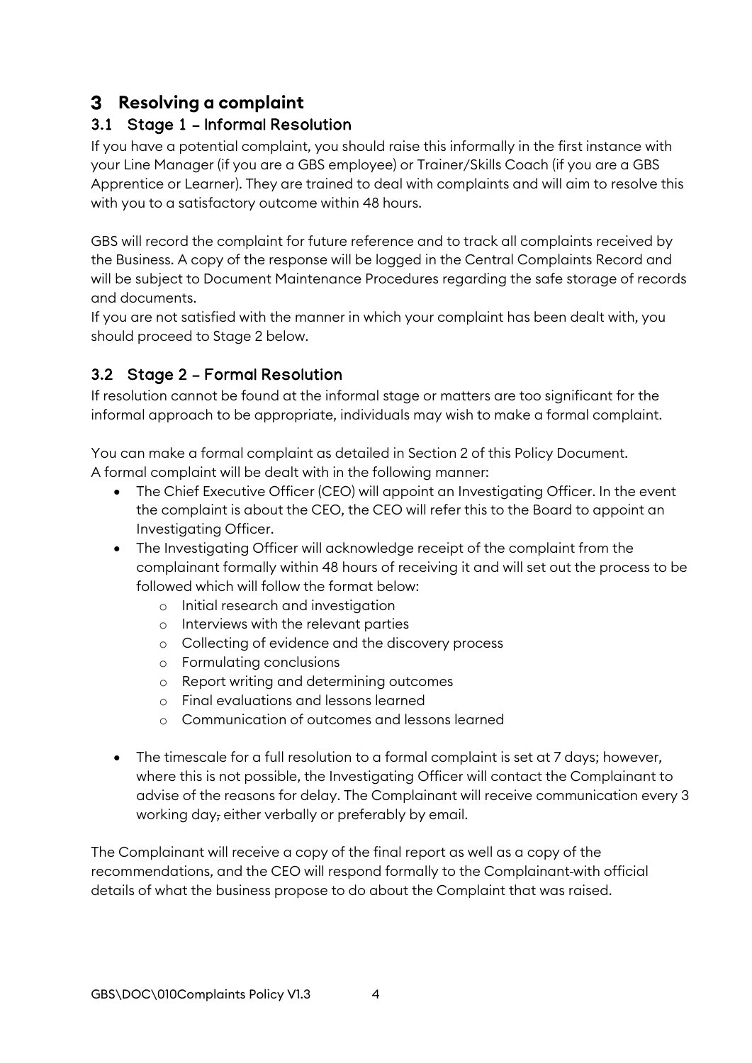# 3 Resolving a complaint

## 3.1 Stage 1 – Informal Resolution

If you have a potential complaint, you should raise this informally in the first instance with your Line Manager (if you are a GBS employee) or Trainer/Skills Coach (if you are a GBS Apprentice or Learner). They are trained to deal with complaints and will aim to resolve this with you to a satisfactory outcome within 48 hours.

GBS will record the complaint for future reference and to track all complaints received by the Business. A copy of the response will be logged in the Central Complaints Record and will be subject to Document Maintenance Procedures regarding the safe storage of records and documents.

If you are not satisfied with the manner in which your complaint has been dealt with, you should proceed to Stage 2 below.

## 3.2 Stage 2 – Formal Resolution

If resolution cannot be found at the informal stage or matters are too significant for the informal approach to be appropriate, individuals may wish to make a formal complaint.

You can make a formal complaint as detailed in Section 2 of this Policy Document.
A formal complaint will be dealt with in the following manner:

- The Chief Executive Officer (CEO) will appoint an Investigating Officer. In the event the complaint is about the CEO, the CEO will refer this to the Board to appoint an Investigating Officer.
- The Investigating Officer will acknowledge receipt of the complaint from the complainant formally within 48 hours of receiving it and will set out the process to be followed which will follow the format below:
  - Initial research and investigation
  - Interviews with the relevant parties
  - Collecting of evidence and the discovery process
  - Formulating conclusions
  - Report writing and determining outcomes
  - Final evaluations and lessons learned
  - Communication of outcomes and lessons learned
- The timescale for a full resolution to a formal complaint is set at 7 days; however, where this is not possible, the Investigating Officer will contact the Complainant to advise of the reasons for delay. The Complainant will receive communication every 3 working day, either verbally or preferably by email.

The Complainant will receive a copy of the final report as well as a copy of the recommendations, and the CEO will respond formally to the Complainant with official details of what the business propose to do about the Complaint that was raised.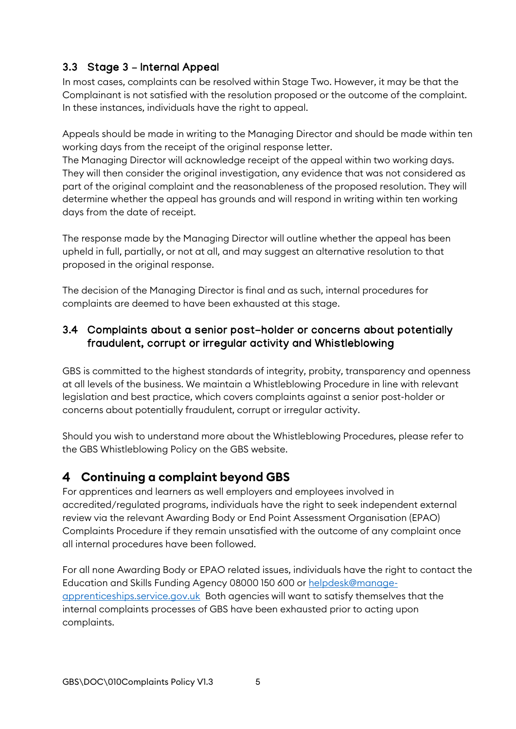### 3.3 Stage 3 – Internal Appeal

In most cases, complaints can be resolved within Stage Two. However, it may be that the Complainant is not satisfied with the resolution proposed or the outcome of the complaint. In these instances, individuals have the right to appeal.

Appeals should be made in writing to the Managing Director and should be made within ten working days from the receipt of the original response letter.
The Managing Director will acknowledge receipt of the appeal within two working days. They will then consider the original investigation, any evidence that was not considered as part of the original complaint and the reasonableness of the proposed resolution. They will determine whether the appeal has grounds and will respond in writing within ten working days from the date of receipt.

The response made by the Managing Director will outline whether the appeal has been upheld in full, partially, or not at all, and may suggest an alternative resolution to that proposed in the original response.

The decision of the Managing Director is final and as such, internal procedures for complaints are deemed to have been exhausted at this stage.

### 3.4 Complaints about a senior post-holder or concerns about potentially fraudulent, corrupt or irregular activity and Whistleblowing

GBS is committed to the highest standards of integrity, probity, transparency and openness at all levels of the business. We maintain a Whistleblowing Procedure in line with relevant legislation and best practice, which covers complaints against a senior post-holder or concerns about potentially fraudulent, corrupt or irregular activity.

Should you wish to understand more about the Whistleblowing Procedures, please refer to the GBS Whistleblowing Policy on the GBS website.

## 4 Continuing a complaint beyond GBS

For apprentices and learners as well employers and employees involved in accredited/regulated programs, individuals have the right to seek independent external review via the relevant Awarding Body or End Point Assessment Organisation (EPAO) Complaints Procedure if they remain unsatisfied with the outcome of any complaint once all internal procedures have been followed.

For all none Awarding Body or EPAO related issues, individuals have the right to contact the Education and Skills Funding Agency 08000 150 600 or helpdesk@manage-apprenticeships.service.gov.uk Both agencies will want to satisfy themselves that the internal complaints processes of GBS have been exhausted prior to acting upon complaints.